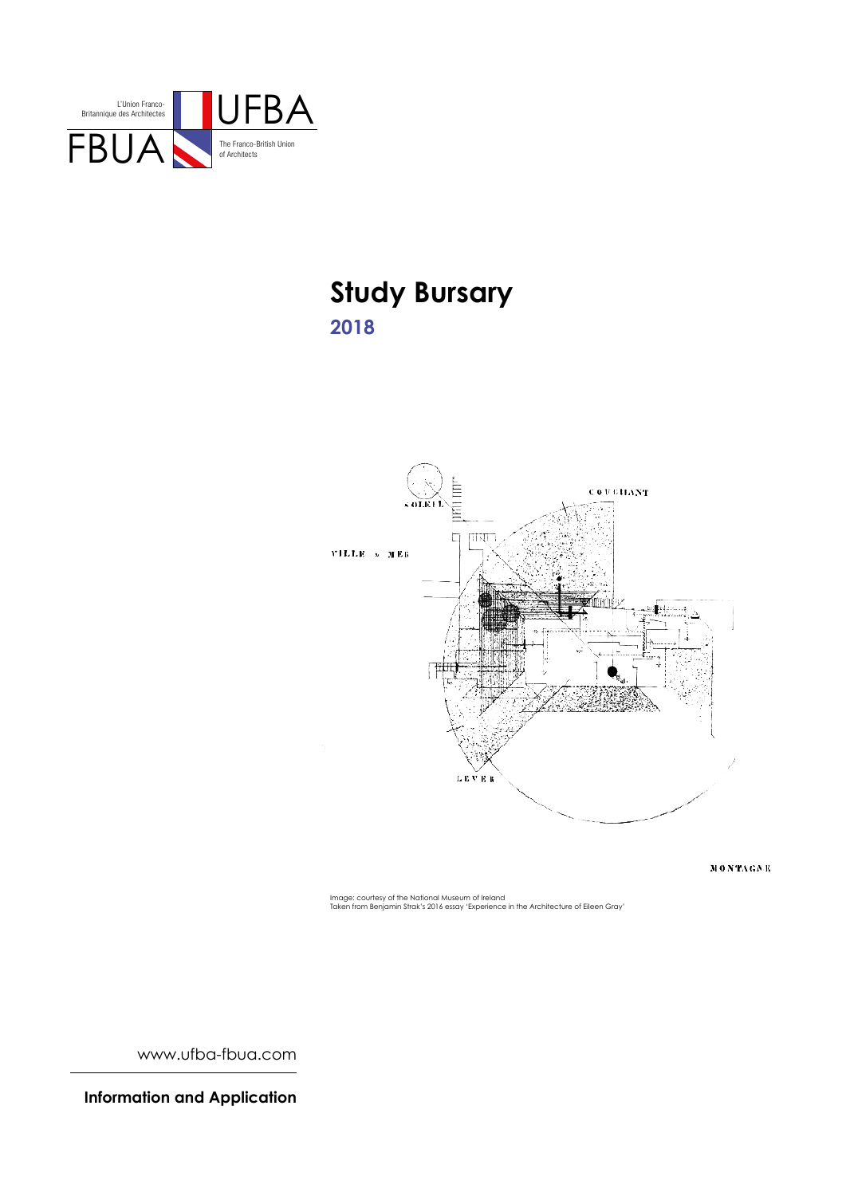L'Union Franco-Britannique des Architectes

UFBA

FBUA

The Franco-British Union of Architects

# Study Bursary

## 2018

SOLEIL

COUCHANT

VILLE & MER

LEVER

MONTAGNE

Image: courtesy of the National Museum of Ireland
Taken from Benjamin Strak's 2016 essay 'Experience in the Architecture of Eileen Gray'

www.ufba-fbua.com

**Information and Application**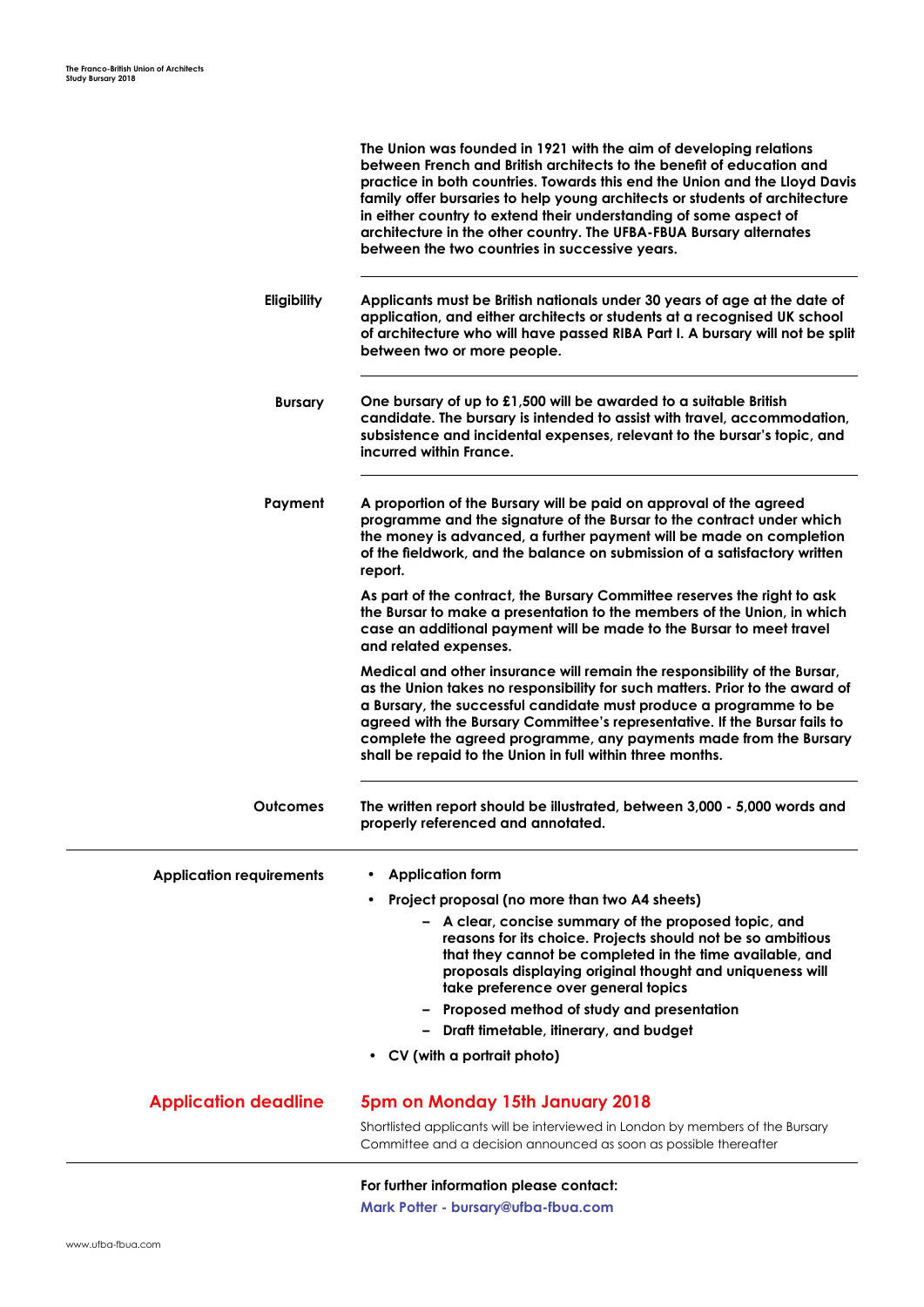The Union was founded in 1921 with the aim of developing relations between French and British architects to the benefit of education and practice in both countries. Towards this end the Union and the Lloyd Davis family offer bursaries to help young architects or students of architecture in either country to extend their understanding of some aspect of architecture in the other country. The UFBA-FBUA Bursary alternates between the two countries in successive years.

**Eligibility**

Applicants must be British nationals under 30 years of age at the date of application, and either architects or students at a recognised UK school of architecture who will have passed RIBA Part I. A bursary will not be split between two or more people.

**Bursary**

One bursary of up to £1,500 will be awarded to a suitable British candidate. The bursary is intended to assist with travel, accommodation, subsistence and incidental expenses, relevant to the bursar's topic, and incurred within France.

**Payment**

A proportion of the Bursary will be paid on approval of the agreed programme and the signature of the Bursar to the contract under which the money is advanced, a further payment will be made on completion of the fieldwork, and the balance on submission of a satisfactory written report.

As part of the contract, the Bursary Committee reserves the right to ask the Bursar to make a presentation to the members of the Union, in which case an additional payment will be made to the Bursar to meet travel and related expenses.

Medical and other insurance will remain the responsibility of the Bursar, as the Union takes no responsibility for such matters. Prior to the award of a Bursary, the successful candidate must produce a programme to be agreed with the Bursary Committee's representative. If the Bursar fails to complete the agreed programme, any payments made from the Bursary shall be repaid to the Union in full within three months.

**Outcomes**

The written report should be illustrated, between 3,000 - 5,000 words and properly referenced and annotated.

**Application requirements**

- Application form
- Project proposal (no more than two A4 sheets)
  - A clear, concise summary of the proposed topic, and reasons for its choice. Projects should not be so ambitious that they cannot be completed in the time available, and proposals displaying original thought and uniqueness will take preference over general topics
  - Proposed method of study and presentation
  - Draft timetable, itinerary, and budget
- CV (with a portrait photo)

**Application deadline**

**5pm on Monday 15th January 2018**

Shortlisted applicants will be interviewed in London by members of the Bursary Committee and a decision announced as soon as possible thereafter

**For further information please contact:**

Mark Potter - bursary@ufba-fbua.com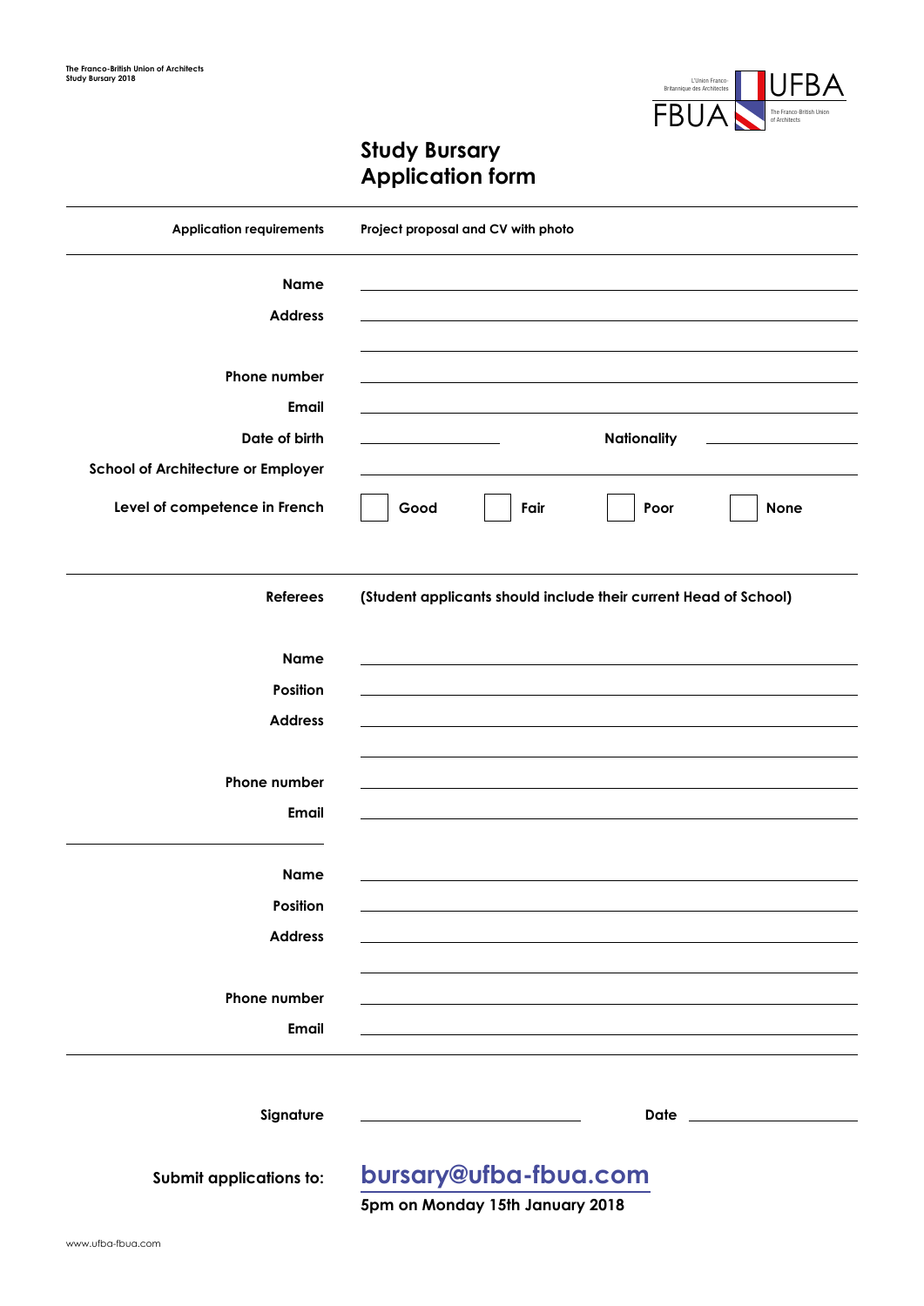# Study Bursary
# Application form

**Application requirements** — **Project proposal and CV with photo**

**Name** ______________________________

**Address** ______________________________

______________________________

**Phone number** ______________________________

**Email** ______________________________

**Date of birth** ______________ **Nationality** ______________

**School of Architecture or Employer** ______________________________

**Level of competence in French** ☐ **Good** ☐ **Fair** ☐ **Poor** ☐ **None**

**Referees** — **(Student applicants should include their current Head of School)**

**Name** ______________________________

**Position** ______________________________

**Address** ______________________________

______________________________

**Phone number** ______________________________

**Email** ______________________________

**Name** ______________________________

**Position** ______________________________

**Address** ______________________________

______________________________

**Phone number** ______________________________

**Email** ______________________________

**Signature** ______________________ **Date** ______________

**Submit applications to:** **bursary@ufba-fbua.com**

**5pm on Monday 15th January 2018**

www.ufba-fbua.com